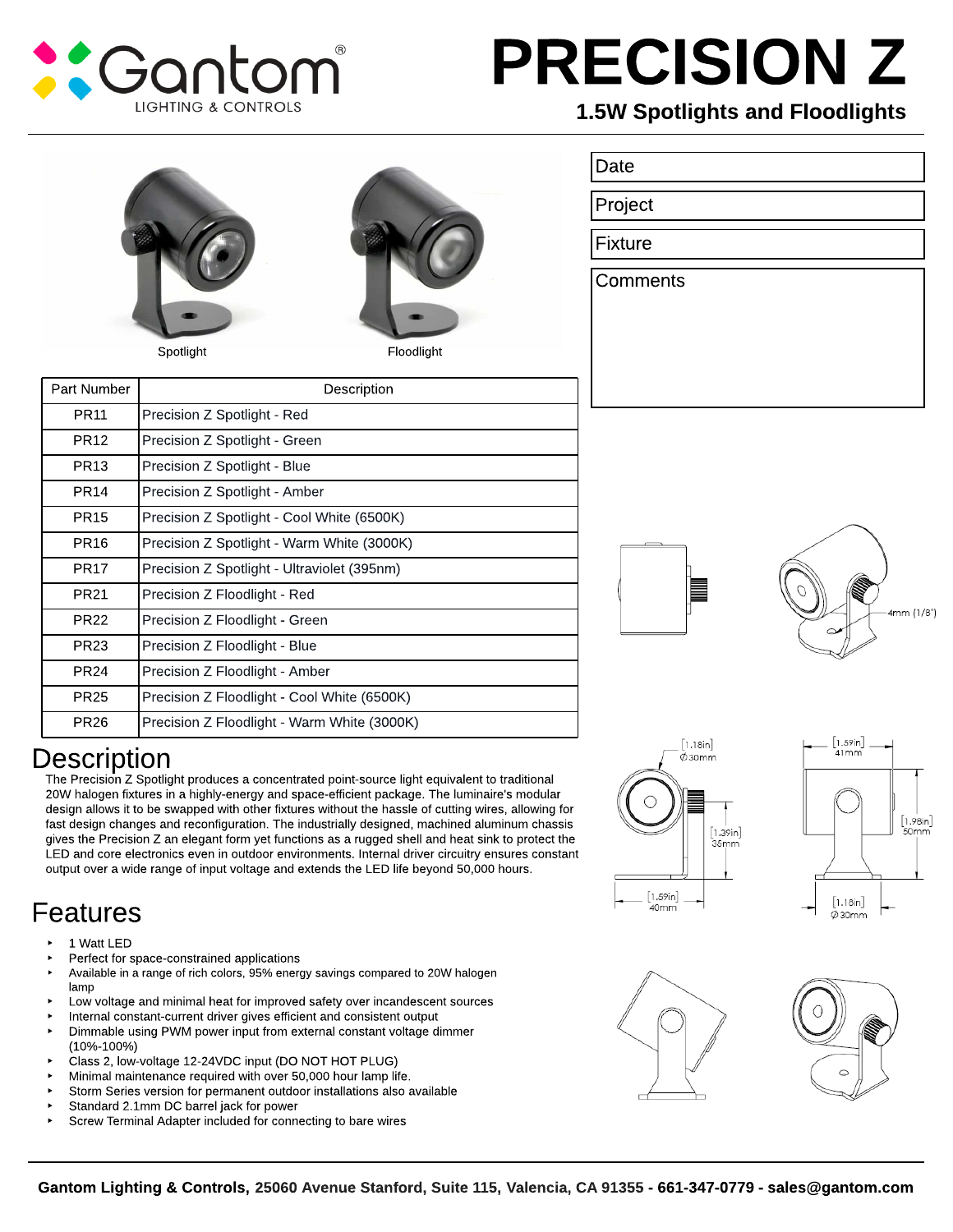# PRECISION Z

## 1.5W Spotlights and Floodlights

Gantom® LIGHTING & CONTROLS

Spotlight

Floodlight

| Date |
|---|
| Project |
| Fixture |
| Comments |

| Part Number | Description |
|---|---|
| PR11 | Precision Z Spotlight - Red |
| PR12 | Precision Z Spotlight - Green |
| PR13 | Precision Z Spotlight - Blue |
| PR14 | Precision Z Spotlight - Amber |
| PR15 | Precision Z Spotlight - Cool White (6500K) |
| PR16 | Precision Z Spotlight - Warm White (3000K) |
| PR17 | Precision Z Spotlight - Ultraviolet (395nm) |
| PR21 | Precision Z Floodlight - Red |
| PR22 | Precision Z Floodlight - Green |
| PR23 | Precision Z Floodlight - Blue |
| PR24 | Precision Z Floodlight - Amber |
| PR25 | Precision Z Floodlight - Cool White (6500K) |
| PR26 | Precision Z Floodlight - Warm White (3000K) |

4mm (1/8")

[1.18in] Ø 30mm

[1.39in] 35mm

[1.59in] 40mm

[1.59in] 41mm

[1.98in] 50mm

[1.18in] Ø 30mm

# Description

The Precision Z Spotlight produces a concentrated point-source light equivalent to traditional 20W halogen fixtures in a highly-energy and space-efficient package. The luminaire's modular design allows it to be swapped with other fixtures without the hassle of cutting wires, allowing for fast design changes and reconfiguration. The industrially designed, machined aluminum chassis gives the Precision Z an elegant form yet functions as a rugged shell and heat sink to protect the LED and core electronics even in outdoor environments. Internal driver circuitry ensures constant output over a wide range of input voltage and extends the LED life beyond 50,000 hours.

# Features

- 1 Watt LED
- Perfect for space-constrained applications
- Available in a range of rich colors, 95% energy savings compared to 20W halogen lamp
- Low voltage and minimal heat for improved safety over incandescent sources
- Internal constant-current driver gives efficient and consistent output
- Dimmable using PWM power input from external constant voltage dimmer (10%-100%)
- Class 2, low-voltage 12-24VDC input (DO NOT HOT PLUG)
- Minimal maintenance required with over 50,000 hour lamp life.
- Storm Series version for permanent outdoor installations also available
- Standard 2.1mm DC barrel jack for power
- Screw Terminal Adapter included for connecting to bare wires

**Gantom Lighting & Controls, 25060 Avenue Stanford, Suite 115, Valencia, CA 91355 - 661-347-0779 - sales@gantom.com**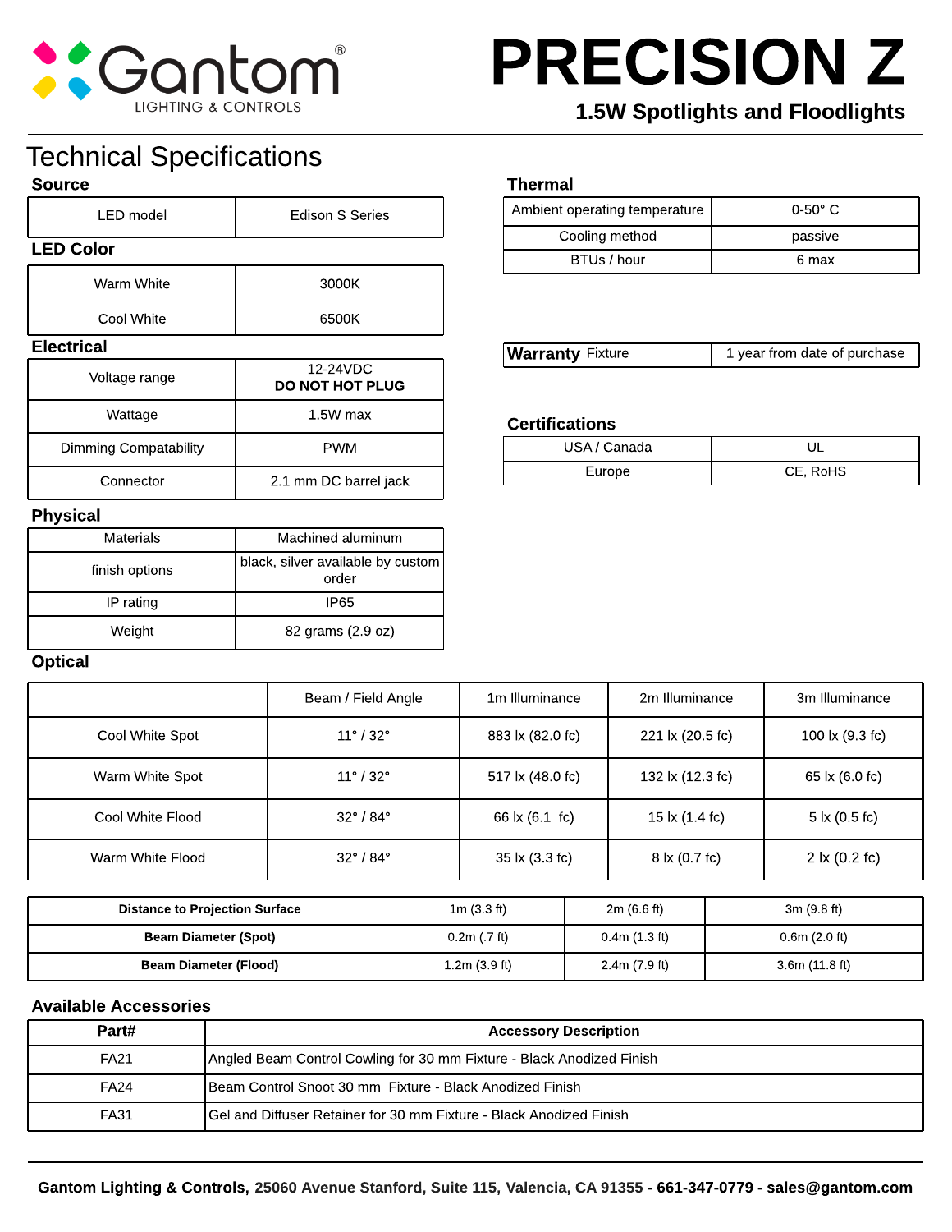Gantom® LIGHTING & CONTROLS

# PRECISION Z

**1.5W Spotlights and Floodlights**

## Technical Specifications

### Source

| | |
|---|---|
| LED model | Edison S Series |

### LED Color

| | |
|---|---|
| Warm White | 3000K |
| Cool White | 6500K |

### Electrical

| | |
|---|---|
| Voltage range | 12-24VDC **DO NOT HOT PLUG** |
| Wattage | 1.5W max |
| Dimming Compatability | PWM |
| Connector | 2.1 mm DC barrel jack |

### Physical

| | |
|---|---|
| Materials | Machined aluminum |
| finish options | black, silver available by custom order |
| IP rating | IP65 |
| Weight | 82 grams (2.9 oz) |

### Thermal

| | |
|---|---|
| Ambient operating temperature | 0-50° C |
| Cooling method | passive |
| BTUs / hour | 6 max |

| | |
|---|---|
| **Warranty** Fixture | 1 year from date of purchase |

### Certifications

| | |
|---|---|
| USA / Canada | UL |
| Europe | CE, RoHS |

### Optical

| | Beam / Field Angle | 1m Illuminance | 2m Illuminance | 3m Illuminance |
|---|---|---|---|---|
| Cool White Spot | 11° / 32° | 883 lx (82.0 fc) | 221 lx (20.5 fc) | 100 lx (9.3 fc) |
| Warm White Spot | 11° / 32° | 517 lx (48.0 fc) | 132 lx (12.3 fc) | 65 lx (6.0 fc) |
| Cool White Flood | 32° / 84° | 66 lx (6.1 fc) | 15 lx (1.4 fc) | 5 lx (0.5 fc) |
| Warm White Flood | 32° / 84° | 35 lx (3.3 fc) | 8 lx (0.7 fc) | 2 lx (0.2 fc) |

| **Distance to Projection Surface** | 1m (3.3 ft) | 2m (6.6 ft) | 3m (9.8 ft) |
|---|---|---|---|
| **Beam Diameter (Spot)** | 0.2m (.7 ft) | 0.4m (1.3 ft) | 0.6m (2.0 ft) |
| **Beam Diameter (Flood)** | 1.2m (3.9 ft) | 2.4m (7.9 ft) | 3.6m (11.8 ft) |

### Available Accessories

| **Part#** | **Accessory Description** |
|---|---|
| FA21 | Angled Beam Control Cowling for 30 mm Fixture - Black Anodized Finish |
| FA24 | Beam Control Snoot 30 mm Fixture - Black Anodized Finish |
| FA31 | Gel and Diffuser Retainer for 30 mm Fixture - Black Anodized Finish |

**Gantom Lighting & Controls, 25060 Avenue Stanford, Suite 115, Valencia, CA 91355 - 661-347-0779 - sales@gantom.com**